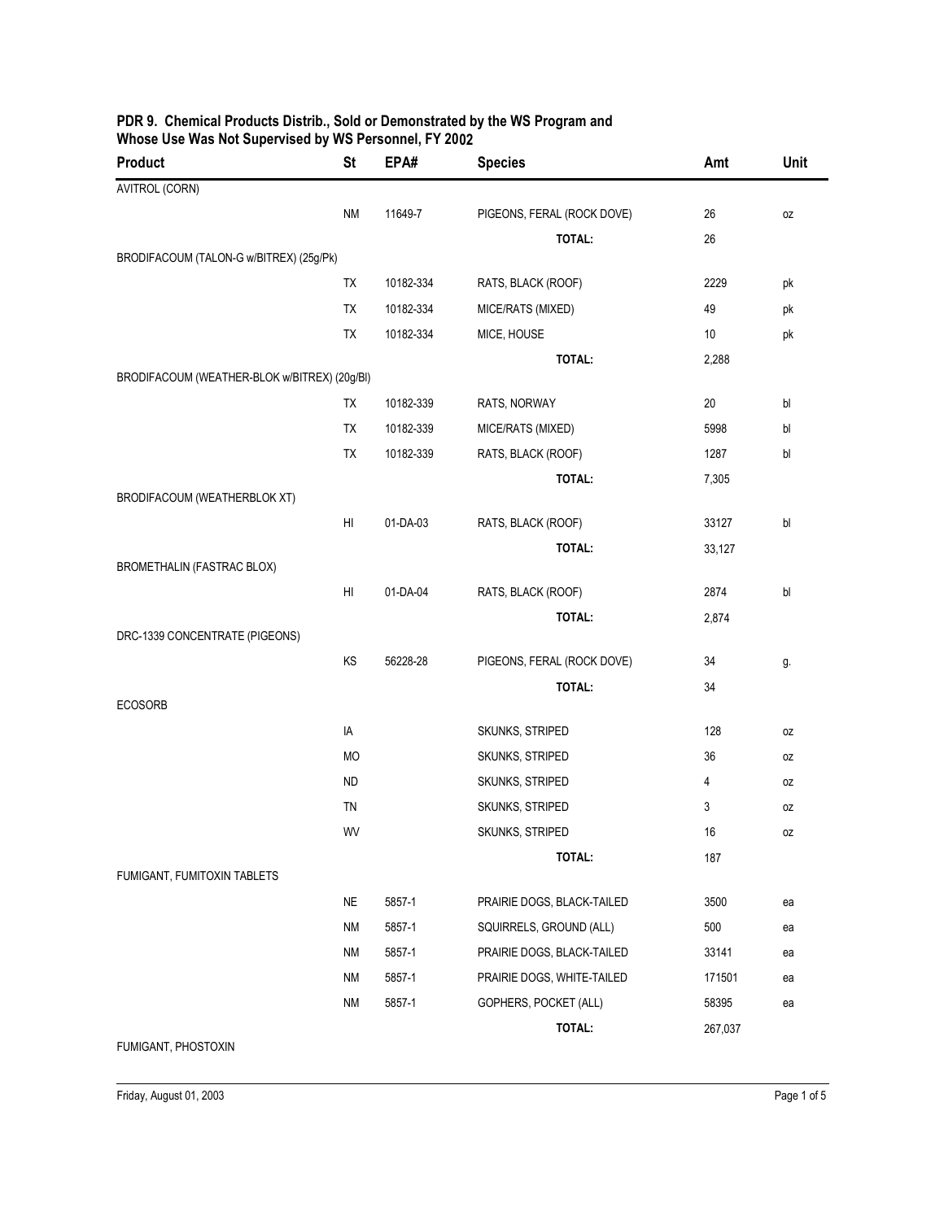## PDR 9. Chemical Products Distrib., Sold or Demonstrated by the WS Program and Whose Use Was Not Supervised by WS Personnel, FY 2002

| Product | St | EPA# | Species | Amt | Unit |
|---|---|---|---|---|---|
| AVITROL (CORN) | | | | | |
| | NM | 11649-7 | PIGEONS, FERAL (ROCK DOVE) | 26 | oz |
| | | | **TOTAL:** | 26 | |
| BRODIFACOUM (TALON-G w/BITREX) (25g/Pk) | | | | | |
| | TX | 10182-334 | RATS, BLACK (ROOF) | 2229 | pk |
| | TX | 10182-334 | MICE/RATS (MIXED) | 49 | pk |
| | TX | 10182-334 | MICE, HOUSE | 10 | pk |
| | | | **TOTAL:** | 2,288 | |
| BRODIFACOUM (WEATHER-BLOK w/BITREX) (20g/Bl) | | | | | |
| | TX | 10182-339 | RATS, NORWAY | 20 | bl |
| | TX | 10182-339 | MICE/RATS (MIXED) | 5998 | bl |
| | TX | 10182-339 | RATS, BLACK (ROOF) | 1287 | bl |
| | | | **TOTAL:** | 7,305 | |
| BRODIFACOUM (WEATHERBLOK XT) | | | | | |
| | HI | 01-DA-03 | RATS, BLACK (ROOF) | 33127 | bl |
| | | | **TOTAL:** | 33,127 | |
| BROMETHALIN (FASTRAC BLOX) | | | | | |
| | HI | 01-DA-04 | RATS, BLACK (ROOF) | 2874 | bl |
| | | | **TOTAL:** | 2,874 | |
| DRC-1339 CONCENTRATE (PIGEONS) | | | | | |
| | KS | 56228-28 | PIGEONS, FERAL (ROCK DOVE) | 34 | g. |
| | | | **TOTAL:** | 34 | |
| ECOSORB | | | | | |
| | IA | | SKUNKS, STRIPED | 128 | oz |
| | MO | | SKUNKS, STRIPED | 36 | oz |
| | ND | | SKUNKS, STRIPED | 4 | oz |
| | TN | | SKUNKS, STRIPED | 3 | oz |
| | WV | | SKUNKS, STRIPED | 16 | oz |
| | | | **TOTAL:** | 187 | |
| FUMIGANT, FUMITOXIN TABLETS | | | | | |
| | NE | 5857-1 | PRAIRIE DOGS, BLACK-TAILED | 3500 | ea |
| | NM | 5857-1 | SQUIRRELS, GROUND (ALL) | 500 | ea |
| | NM | 5857-1 | PRAIRIE DOGS, BLACK-TAILED | 33141 | ea |
| | NM | 5857-1 | PRAIRIE DOGS, WHITE-TAILED | 171501 | ea |
| | NM | 5857-1 | GOPHERS, POCKET (ALL) | 58395 | ea |
| | | | **TOTAL:** | 267,037 | |
| FUMIGANT, PHOSTOXIN | | | | | |

Friday, August 01, 2003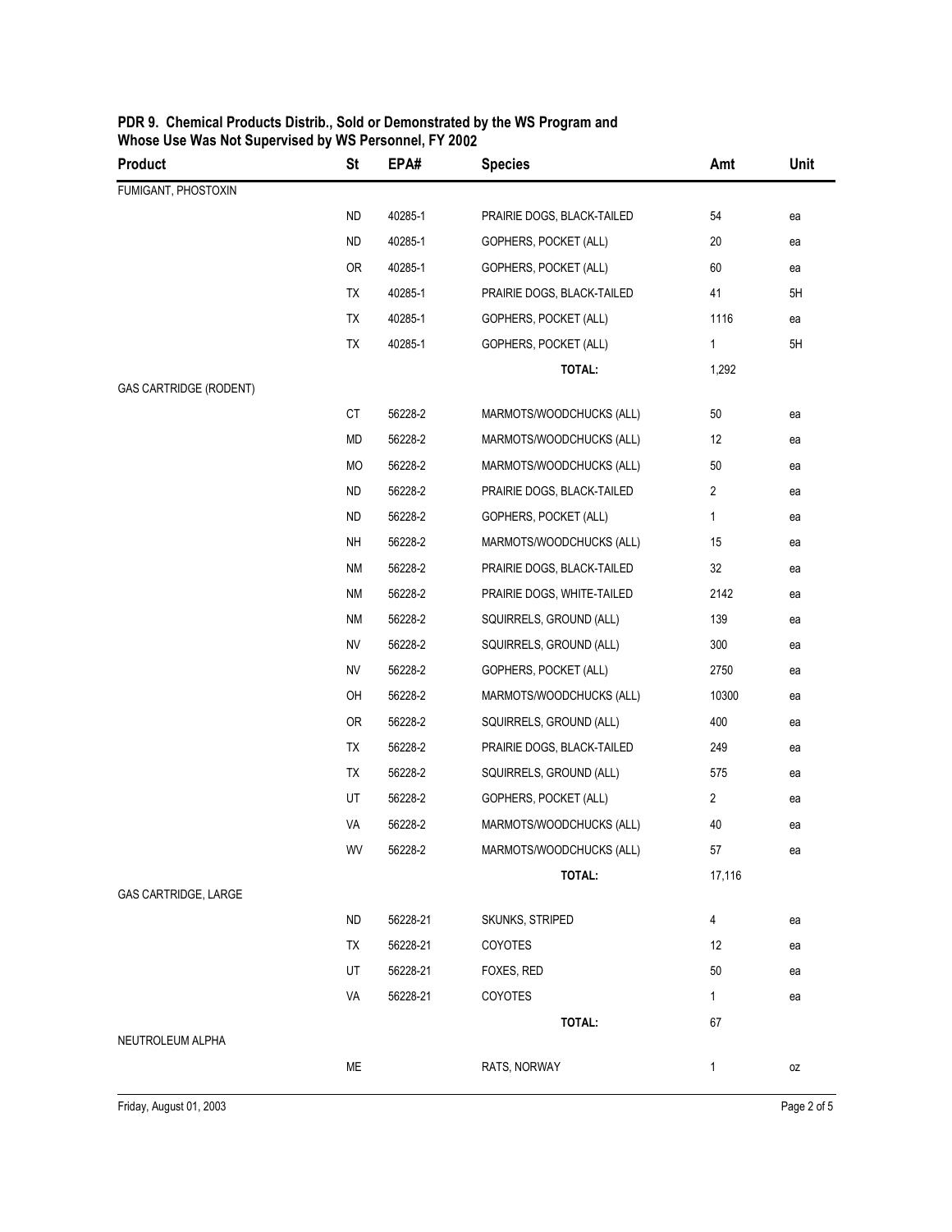**PDR 9. Chemical Products Distrib., Sold or Demonstrated by the WS Program and Whose Use Was Not Supervised by WS Personnel, FY 2002**

| Product | St | EPA# | Species | Amt | Unit |
|---|---|---|---|---|---|
| FUMIGANT, PHOSTOXIN | | | | | |
| | ND | 40285-1 | PRAIRIE DOGS, BLACK-TAILED | 54 | ea |
| | ND | 40285-1 | GOPHERS, POCKET (ALL) | 20 | ea |
| | OR | 40285-1 | GOPHERS, POCKET (ALL) | 60 | ea |
| | TX | 40285-1 | PRAIRIE DOGS, BLACK-TAILED | 41 | 5H |
| | TX | 40285-1 | GOPHERS, POCKET (ALL) | 1116 | ea |
| | TX | 40285-1 | GOPHERS, POCKET (ALL) | 1 | 5H |
| | | | **TOTAL:** | 1,292 | |
| GAS CARTRIDGE (RODENT) | | | | | |
| | CT | 56228-2 | MARMOTS/WOODCHUCKS (ALL) | 50 | ea |
| | MD | 56228-2 | MARMOTS/WOODCHUCKS (ALL) | 12 | ea |
| | MO | 56228-2 | MARMOTS/WOODCHUCKS (ALL) | 50 | ea |
| | ND | 56228-2 | PRAIRIE DOGS, BLACK-TAILED | 2 | ea |
| | ND | 56228-2 | GOPHERS, POCKET (ALL) | 1 | ea |
| | NH | 56228-2 | MARMOTS/WOODCHUCKS (ALL) | 15 | ea |
| | NM | 56228-2 | PRAIRIE DOGS, BLACK-TAILED | 32 | ea |
| | NM | 56228-2 | PRAIRIE DOGS, WHITE-TAILED | 2142 | ea |
| | NM | 56228-2 | SQUIRRELS, GROUND (ALL) | 139 | ea |
| | NV | 56228-2 | SQUIRRELS, GROUND (ALL) | 300 | ea |
| | NV | 56228-2 | GOPHERS, POCKET (ALL) | 2750 | ea |
| | OH | 56228-2 | MARMOTS/WOODCHUCKS (ALL) | 10300 | ea |
| | OR | 56228-2 | SQUIRRELS, GROUND (ALL) | 400 | ea |
| | TX | 56228-2 | PRAIRIE DOGS, BLACK-TAILED | 249 | ea |
| | TX | 56228-2 | SQUIRRELS, GROUND (ALL) | 575 | ea |
| | UT | 56228-2 | GOPHERS, POCKET (ALL) | 2 | ea |
| | VA | 56228-2 | MARMOTS/WOODCHUCKS (ALL) | 40 | ea |
| | WV | 56228-2 | MARMOTS/WOODCHUCKS (ALL) | 57 | ea |
| | | | **TOTAL:** | 17,116 | |
| GAS CARTRIDGE, LARGE | | | | | |
| | ND | 56228-21 | SKUNKS, STRIPED | 4 | ea |
| | TX | 56228-21 | COYOTES | 12 | ea |
| | UT | 56228-21 | FOXES, RED | 50 | ea |
| | VA | 56228-21 | COYOTES | 1 | ea |
| | | | **TOTAL:** | 67 | |
| NEUTROLEUM ALPHA | | | | | |
| | ME | | RATS, NORWAY | 1 | oz |

Friday, August 01, 2003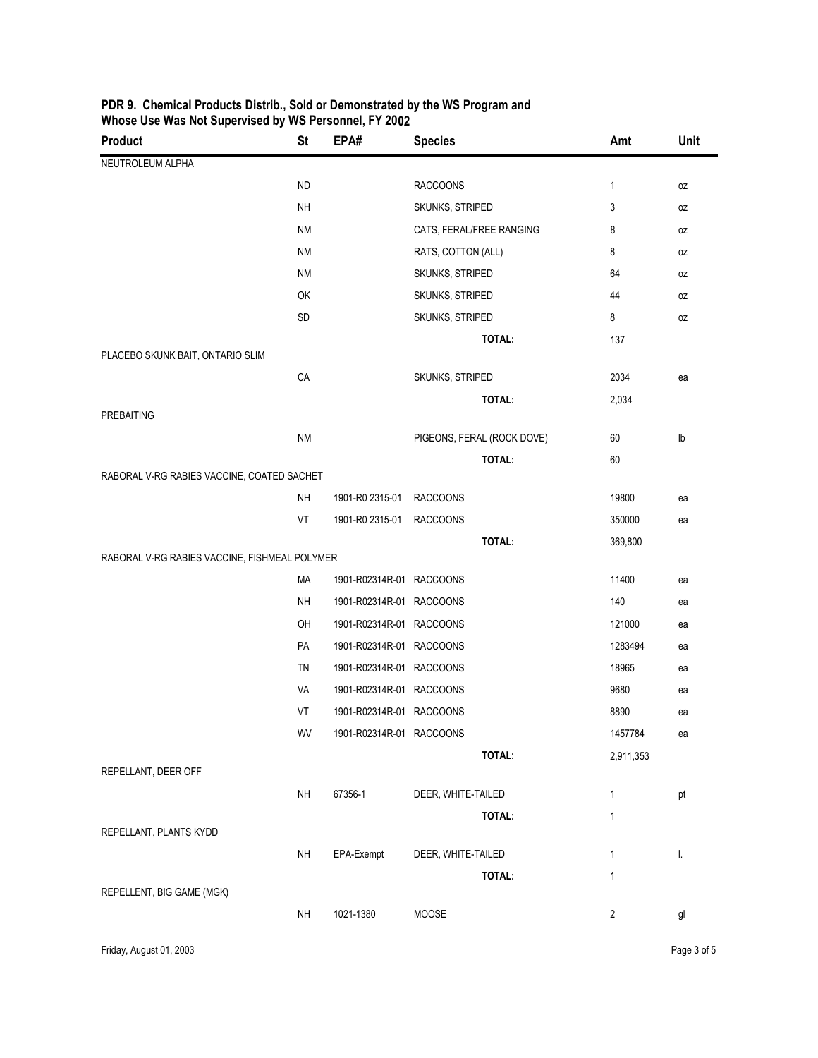## PDR 9. Chemical Products Distrib., Sold or Demonstrated by the WS Program and Whose Use Was Not Supervised by WS Personnel, FY 2002

| Product | St | EPA# | Species | Amt | Unit |
|---|---|---|---|---|---|
| NEUTROLEUM ALPHA | | | | | |
| | ND | | RACCOONS | 1 | oz |
| | NH | | SKUNKS, STRIPED | 3 | oz |
| | NM | | CATS, FERAL/FREE RANGING | 8 | oz |
| | NM | | RATS, COTTON (ALL) | 8 | oz |
| | NM | | SKUNKS, STRIPED | 64 | oz |
| | OK | | SKUNKS, STRIPED | 44 | oz |
| | SD | | SKUNKS, STRIPED | 8 | oz |
| | | | **TOTAL:** | 137 | |
| PLACEBO SKUNK BAIT, ONTARIO SLIM | | | | | |
| | CA | | SKUNKS, STRIPED | 2034 | ea |
| | | | **TOTAL:** | 2,034 | |
| PREBAITING | | | | | |
| | NM | | PIGEONS, FERAL (ROCK DOVE) | 60 | lb |
| | | | **TOTAL:** | 60 | |
| RABORAL V-RG RABIES VACCINE, COATED SACHET | | | | | |
| | NH | 1901-R0 2315-01 | RACCOONS | 19800 | ea |
| | VT | 1901-R0 2315-01 | RACCOONS | 350000 | ea |
| | | | **TOTAL:** | 369,800 | |
| RABORAL V-RG RABIES VACCINE, FISHMEAL POLYMER | | | | | |
| | MA | 1901-R02314R-01 | RACCOONS | 11400 | ea |
| | NH | 1901-R02314R-01 | RACCOONS | 140 | ea |
| | OH | 1901-R02314R-01 | RACCOONS | 121000 | ea |
| | PA | 1901-R02314R-01 | RACCOONS | 1283494 | ea |
| | TN | 1901-R02314R-01 | RACCOONS | 18965 | ea |
| | VA | 1901-R02314R-01 | RACCOONS | 9680 | ea |
| | VT | 1901-R02314R-01 | RACCOONS | 8890 | ea |
| | WV | 1901-R02314R-01 | RACCOONS | 1457784 | ea |
| | | | **TOTAL:** | 2,911,353 | |
| REPELLANT, DEER OFF | | | | | |
| | NH | 67356-1 | DEER, WHITE-TAILED | 1 | pt |
| | | | **TOTAL:** | 1 | |
| REPELLANT, PLANTS KYDD | | | | | |
| | NH | EPA-Exempt | DEER, WHITE-TAILED | 1 | l. |
| | | | **TOTAL:** | 1 | |
| REPELLENT, BIG GAME (MGK) | | | | | |
| | NH | 1021-1380 | MOOSE | 2 | gl |

Friday, August 01, 2003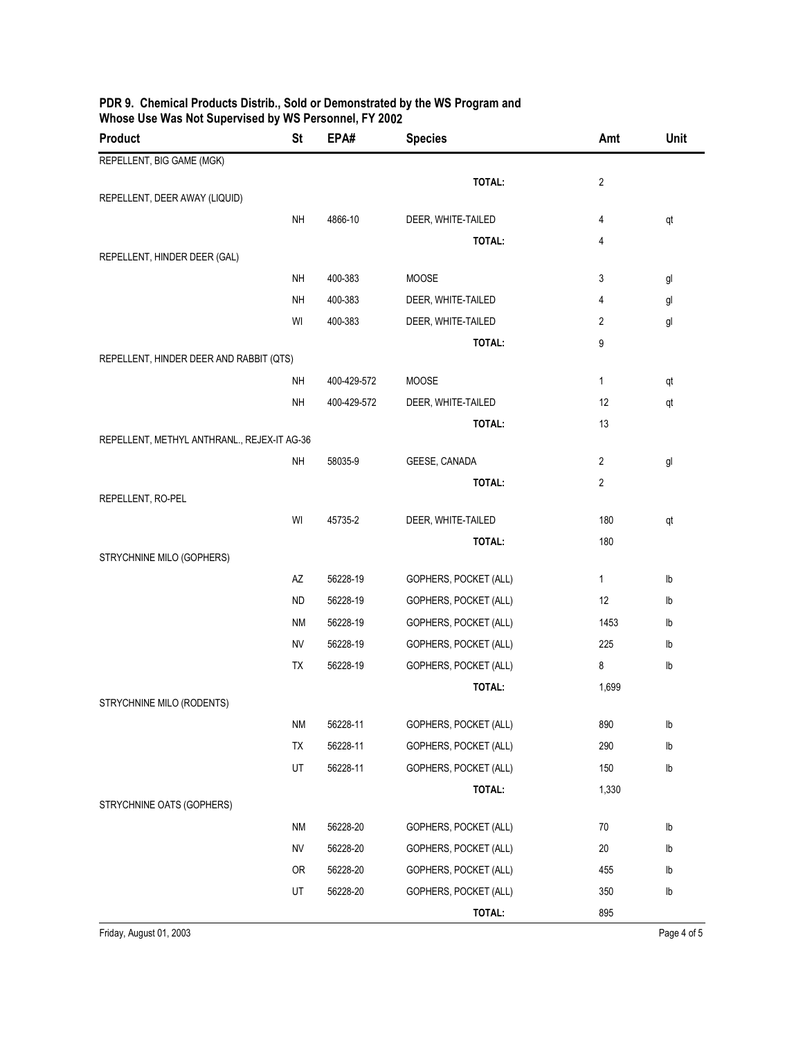## PDR 9. Chemical Products Distrib., Sold or Demonstrated by the WS Program and Whose Use Was Not Supervised by WS Personnel, FY 2002

| Product | St | EPA# | Species | Amt | Unit |
|---|---|---|---|---|---|
| REPELLENT, BIG GAME (MGK) | | | | | |
| | | | **TOTAL:** | 2 | |
| REPELLENT, DEER AWAY (LIQUID) | | | | | |
| | NH | 4866-10 | DEER, WHITE-TAILED | 4 | qt |
| | | | **TOTAL:** | 4 | |
| REPELLENT, HINDER DEER (GAL) | | | | | |
| | NH | 400-383 | MOOSE | 3 | gl |
| | NH | 400-383 | DEER, WHITE-TAILED | 4 | gl |
| | WI | 400-383 | DEER, WHITE-TAILED | 2 | gl |
| | | | **TOTAL:** | 9 | |
| REPELLENT, HINDER DEER AND RABBIT (QTS) | | | | | |
| | NH | 400-429-572 | MOOSE | 1 | qt |
| | NH | 400-429-572 | DEER, WHITE-TAILED | 12 | qt |
| | | | **TOTAL:** | 13 | |
| REPELLENT, METHYL ANTHRANL., REJEX-IT AG-36 | | | | | |
| | NH | 58035-9 | GEESE, CANADA | 2 | gl |
| | | | **TOTAL:** | 2 | |
| REPELLENT, RO-PEL | | | | | |
| | WI | 45735-2 | DEER, WHITE-TAILED | 180 | qt |
| | | | **TOTAL:** | 180 | |
| STRYCHNINE MILO (GOPHERS) | | | | | |
| | AZ | 56228-19 | GOPHERS, POCKET (ALL) | 1 | lb |
| | ND | 56228-19 | GOPHERS, POCKET (ALL) | 12 | lb |
| | NM | 56228-19 | GOPHERS, POCKET (ALL) | 1453 | lb |
| | NV | 56228-19 | GOPHERS, POCKET (ALL) | 225 | lb |
| | TX | 56228-19 | GOPHERS, POCKET (ALL) | 8 | lb |
| | | | **TOTAL:** | 1,699 | |
| STRYCHNINE MILO (RODENTS) | | | | | |
| | NM | 56228-11 | GOPHERS, POCKET (ALL) | 890 | lb |
| | TX | 56228-11 | GOPHERS, POCKET (ALL) | 290 | lb |
| | UT | 56228-11 | GOPHERS, POCKET (ALL) | 150 | lb |
| | | | **TOTAL:** | 1,330 | |
| STRYCHNINE OATS (GOPHERS) | | | | | |
| | NM | 56228-20 | GOPHERS, POCKET (ALL) | 70 | lb |
| | NV | 56228-20 | GOPHERS, POCKET (ALL) | 20 | lb |
| | OR | 56228-20 | GOPHERS, POCKET (ALL) | 455 | lb |
| | UT | 56228-20 | GOPHERS, POCKET (ALL) | 350 | lb |
| | | | **TOTAL:** | 895 | |

Friday, August 01, 2003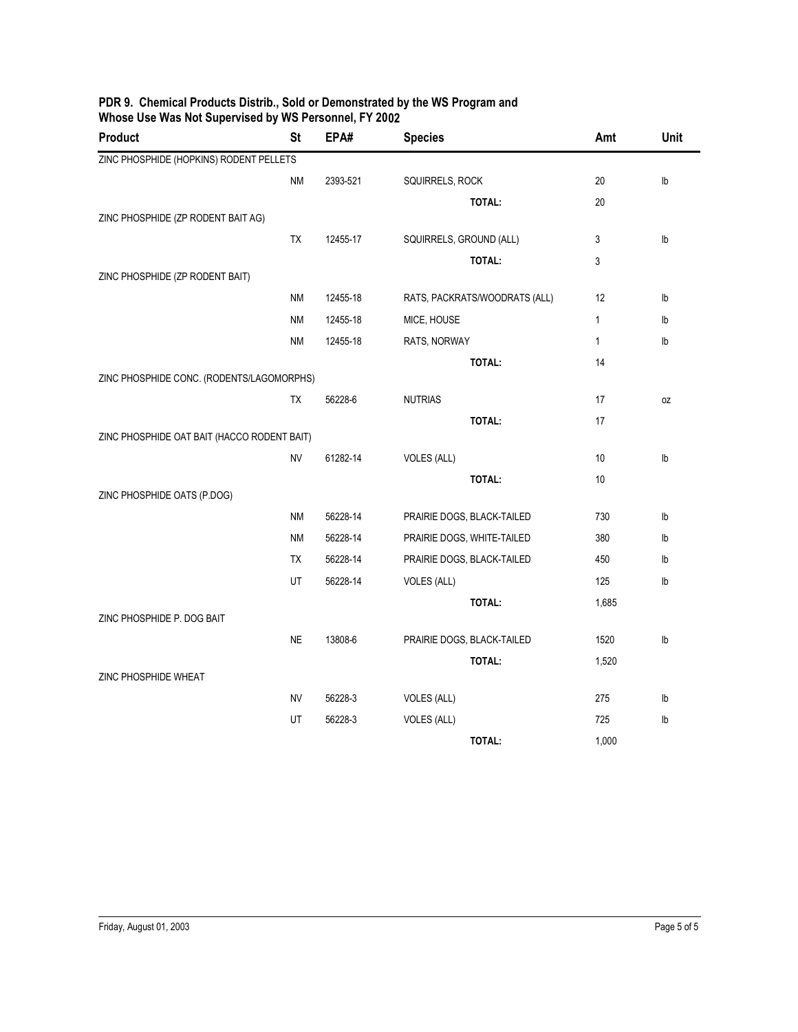## PDR 9. Chemical Products Distrib., Sold or Demonstrated by the WS Program and Whose Use Was Not Supervised by WS Personnel, FY 2002

| Product | St | EPA# | Species | Amt | Unit |
|---|---|---|---|---|---|
| ZINC PHOSPHIDE (HOPKINS) RODENT PELLETS | | | | | |
| | NM | 2393-521 | SQUIRRELS, ROCK | 20 | lb |
| | | | **TOTAL:** | 20 | |
| ZINC PHOSPHIDE (ZP RODENT BAIT AG) | | | | | |
| | TX | 12455-17 | SQUIRRELS, GROUND (ALL) | 3 | lb |
| | | | **TOTAL:** | 3 | |
| ZINC PHOSPHIDE (ZP RODENT BAIT) | | | | | |
| | NM | 12455-18 | RATS, PACKRATS/WOODRATS (ALL) | 12 | lb |
| | NM | 12455-18 | MICE, HOUSE | 1 | lb |
| | NM | 12455-18 | RATS, NORWAY | 1 | lb |
| | | | **TOTAL:** | 14 | |
| ZINC PHOSPHIDE CONC. (RODENTS/LAGOMORPHS) | | | | | |
| | TX | 56228-6 | NUTRIAS | 17 | oz |
| | | | **TOTAL:** | 17 | |
| ZINC PHOSPHIDE OAT BAIT (HACCO RODENT BAIT) | | | | | |
| | NV | 61282-14 | VOLES (ALL) | 10 | lb |
| | | | **TOTAL:** | 10 | |
| ZINC PHOSPHIDE OATS (P.DOG) | | | | | |
| | NM | 56228-14 | PRAIRIE DOGS, BLACK-TAILED | 730 | lb |
| | NM | 56228-14 | PRAIRIE DOGS, WHITE-TAILED | 380 | lb |
| | TX | 56228-14 | PRAIRIE DOGS, BLACK-TAILED | 450 | lb |
| | UT | 56228-14 | VOLES (ALL) | 125 | lb |
| | | | **TOTAL:** | 1,685 | |
| ZINC PHOSPHIDE P. DOG BAIT | | | | | |
| | NE | 13808-6 | PRAIRIE DOGS, BLACK-TAILED | 1520 | lb |
| | | | **TOTAL:** | 1,520 | |
| ZINC PHOSPHIDE WHEAT | | | | | |
| | NV | 56228-3 | VOLES (ALL) | 275 | lb |
| | UT | 56228-3 | VOLES (ALL) | 725 | lb |
| | | | **TOTAL:** | 1,000 | |

Friday, August 01, 2003